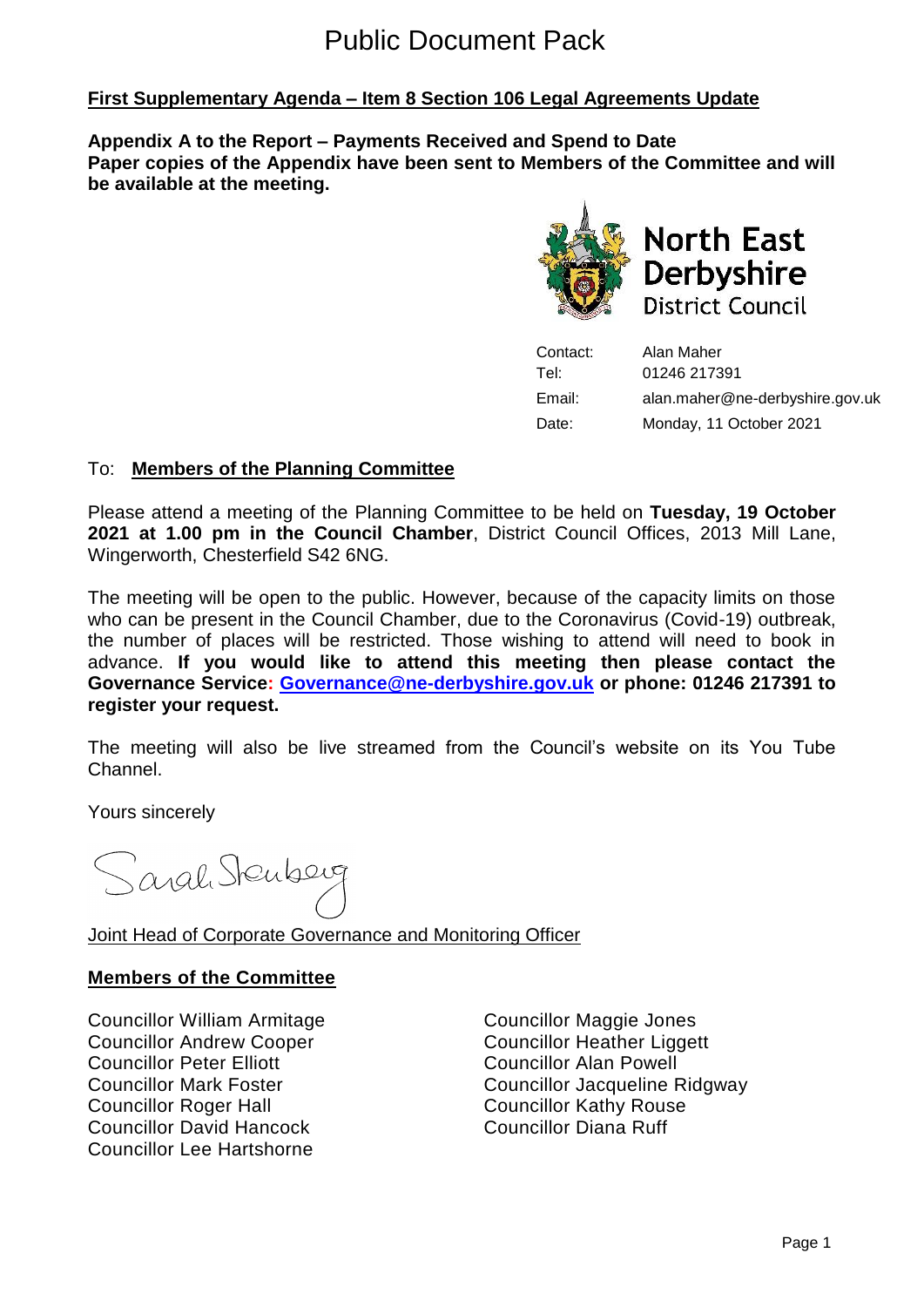# Public Document Pack

**First Supplementary Agenda – Item 8 Section 106 Legal Agreements Update**

**Appendix A to the Report – Payments Received and Spend to Date**
**Paper copies of the Appendix have been sent to Members of the Committee and will be available at the meeting.**

North East Derbyshire District Council

| | |
|---|---|
| Contact: | Alan Maher |
| Tel: | 01246 217391 |
| Email: | alan.maher@ne-derbyshire.gov.uk |
| Date: | Monday, 11 October 2021 |

To: **Members of the Planning Committee**

Please attend a meeting of the Planning Committee to be held on **Tuesday, 19 October 2021 at 1.00 pm in the Council Chamber**, District Council Offices, 2013 Mill Lane, Wingerworth, Chesterfield S42 6NG.

The meeting will be open to the public. However, because of the capacity limits on those who can be present in the Council Chamber, due to the Coronavirus (Covid-19) outbreak, the number of places will be restricted. Those wishing to attend will need to book in advance. **If you would like to attend this meeting then please contact the Governance Service: Governance@ne-derbyshire.gov.uk or phone: 01246 217391 to register your request.**

The meeting will also be live streamed from the Council's website on its You Tube Channel.

Yours sincerely

Sarah Sternberg

Joint Head of Corporate Governance and Monitoring Officer

**Members of the Committee**

Councillor William Armitage
Councillor Andrew Cooper
Councillor Peter Elliott
Councillor Mark Foster
Councillor Roger Hall
Councillor David Hancock
Councillor Lee Hartshorne
Councillor Maggie Jones
Councillor Heather Liggett
Councillor Alan Powell
Councillor Jacqueline Ridgway
Councillor Kathy Rouse
Councillor Diana Ruff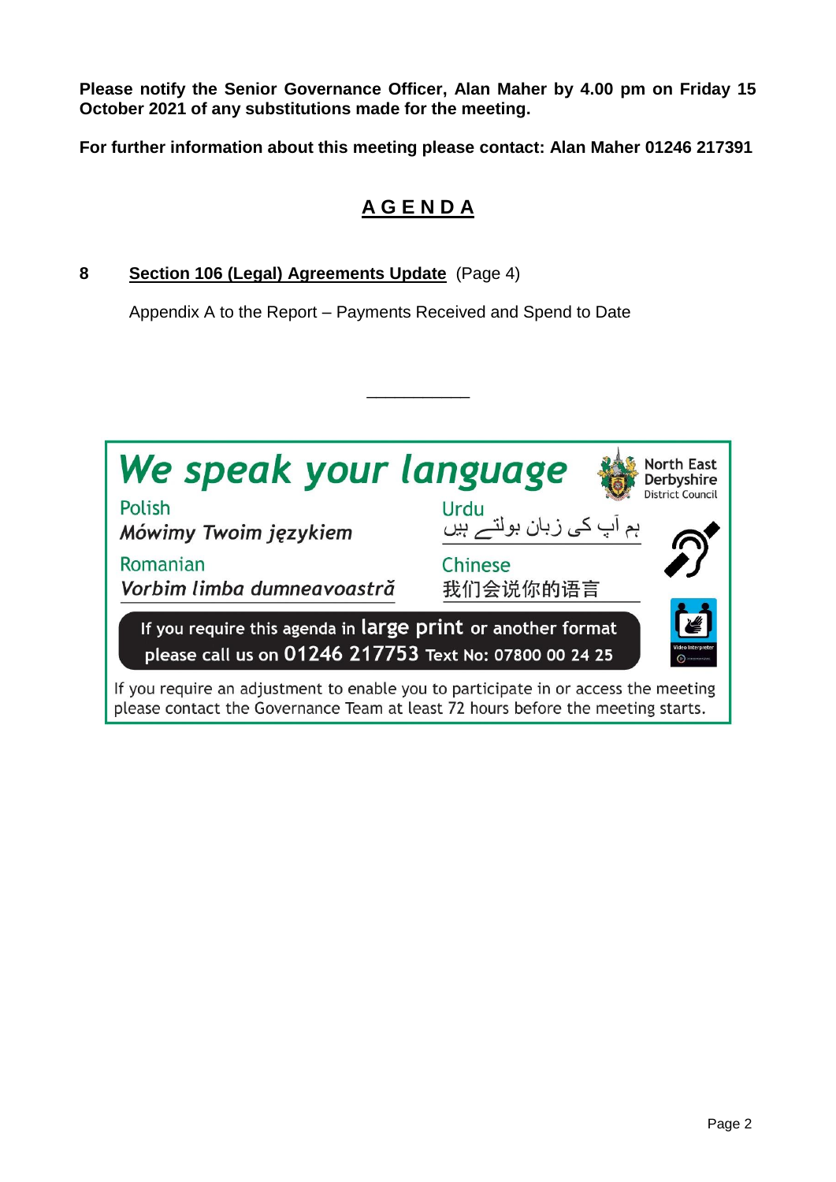**Please notify the Senior Governance Officer, Alan Maher by 4.00 pm on Friday 15 October 2021 of any substitutions made for the meeting.**

**For further information about this meeting please contact: Alan Maher 01246 217391**

## A G E N D A

**8** **Section 106 (Legal) Agreements Update** (Page 4)

Appendix A to the Report – Payments Received and Spend to Date

---

*We speak your language*

North East Derbyshire District Council

Polish
*Mówimy Twoim językiem*

Urdu
ہم آپ کی زبان بولتے ہیں

Romanian
*Vorbim limba dumneavoastră*

Chinese
我们会说你的语言

If you require this agenda in **large print** or another format please call us on **01246 217753** Text No: 07800 00 24 25

If you require an adjustment to enable you to participate in or access the meeting please contact the Governance Team at least 72 hours before the meeting starts.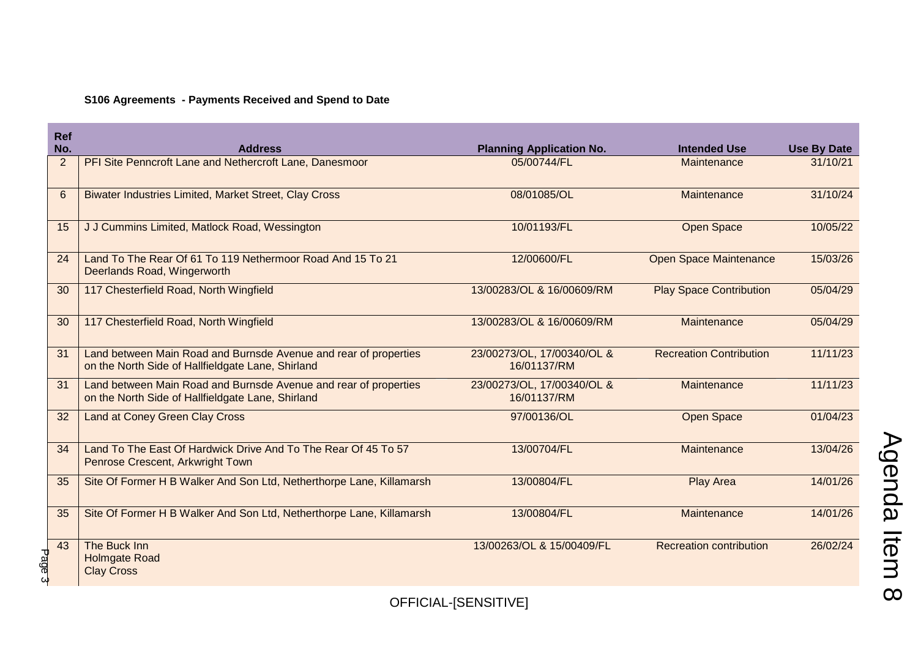**S106 Agreements - Payments Received and Spend to Date**

| Ref No. | Address | Planning Application No. | Intended Use | Use By Date |
|---|---|---|---|---|
| 2 | PFI Site Penncroft Lane and Nethercroft Lane, Danesmoor | 05/00744/FL | Maintenance | 31/10/21 |
| 6 | Biwater Industries Limited, Market Street, Clay Cross | 08/01085/OL | Maintenance | 31/10/24 |
| 15 | J J Cummins Limited, Matlock Road, Wessington | 10/01193/FL | Open Space | 10/05/22 |
| 24 | Land To The Rear Of 61 To 119 Nethermoor Road And 15 To 21 Deerlands Road, Wingerworth | 12/00600/FL | Open Space Maintenance | 15/03/26 |
| 30 | 117 Chesterfield Road, North Wingfield | 13/00283/OL & 16/00609/RM | Play Space Contribution | 05/04/29 |
| 30 | 117 Chesterfield Road, North Wingfield | 13/00283/OL & 16/00609/RM | Maintenance | 05/04/29 |
| 31 | Land between Main Road and Burnsde Avenue and rear of properties on the North Side of Hallfieldgate Lane, Shirland | 23/00273/OL, 17/00340/OL & 16/01137/RM | Recreation Contribution | 11/11/23 |
| 31 | Land between Main Road and Burnsde Avenue and rear of properties on the North Side of Hallfieldgate Lane, Shirland | 23/00273/OL, 17/00340/OL & 16/01137/RM | Maintenance | 11/11/23 |
| 32 | Land at Coney Green Clay Cross | 97/00136/OL | Open Space | 01/04/23 |
| 34 | Land To The East Of Hardwick Drive And To The Rear Of 45 To 57 Penrose Crescent, Arkwright Town | 13/00704/FL | Maintenance | 13/04/26 |
| 35 | Site Of Former H B Walker And Son Ltd, Netherthorpe Lane, Killamarsh | 13/00804/FL | Play Area | 14/01/26 |
| 35 | Site Of Former H B Walker And Son Ltd, Netherthorpe Lane, Killamarsh | 13/00804/FL | Maintenance | 14/01/26 |
| 43 | The Buck Inn Holmgate Road Clay Cross | 13/00263/OL & 15/00409/FL | Recreation contribution | 26/02/24 |

Agenda Item 8

OFFICIAL-[SENSITIVE]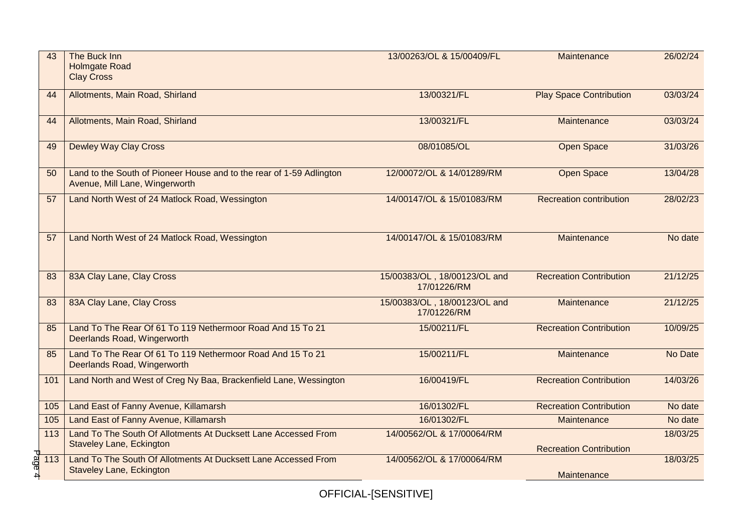| | | | | |
|---|---|---|---|---|
| 43 | The Buck Inn<br>Holmgate Road<br>Clay Cross | 13/00263/OL & 15/00409/FL | Maintenance | 26/02/24 |
| 44 | Allotments, Main Road, Shirland | 13/00321/FL | Play Space Contribution | 03/03/24 |
| 44 | Allotments, Main Road, Shirland | 13/00321/FL | Maintenance | 03/03/24 |
| 49 | Dewley Way Clay Cross | 08/01085/OL | Open Space | 31/03/26 |
| 50 | Land to the South of Pioneer House and to the rear of 1-59 Adlington Avenue, Mill Lane, Wingerworth | 12/00072/OL & 14/01289/RM | Open Space | 13/04/28 |
| 57 | Land North West of 24 Matlock Road, Wessington | 14/00147/OL & 15/01083/RM | Recreation contribution | 28/02/23 |
| 57 | Land North West of 24 Matlock Road, Wessington | 14/00147/OL & 15/01083/RM | Maintenance | No date |
| 83 | 83A Clay Lane, Clay Cross | 15/00383/OL , 18/00123/OL and 17/01226/RM | Recreation Contribution | 21/12/25 |
| 83 | 83A Clay Lane, Clay Cross | 15/00383/OL , 18/00123/OL and 17/01226/RM | Maintenance | 21/12/25 |
| 85 | Land To The Rear Of 61 To 119 Nethermoor Road And 15 To 21 Deerlands Road, Wingerworth | 15/00211/FL | Recreation Contribution | 10/09/25 |
| 85 | Land To The Rear Of 61 To 119 Nethermoor Road And 15 To 21 Deerlands Road, Wingerworth | 15/00211/FL | Maintenance | No Date |
| 101 | Land North and West of Creg Ny Baa, Brackenfield Lane, Wessington | 16/00419/FL | Recreation Contribution | 14/03/26 |
| 105 | Land East of Fanny Avenue, Killamarsh | 16/01302/FL | Recreation Contribution | No date |
| 105 | Land East of Fanny Avenue, Killamarsh | 16/01302/FL | Maintenance | No date |
| 113 | Land To The South Of Allotments At Ducksett Lane Accessed From Staveley Lane, Eckington | 14/00562/OL & 17/00064/RM | Recreation Contribution | 18/03/25 |
| 113 | Land To The South Of Allotments At Ducksett Lane Accessed From Staveley Lane, Eckington | 14/00562/OL & 17/00064/RM | Maintenance | 18/03/25 |

OFFICIAL-[SENSITIVE]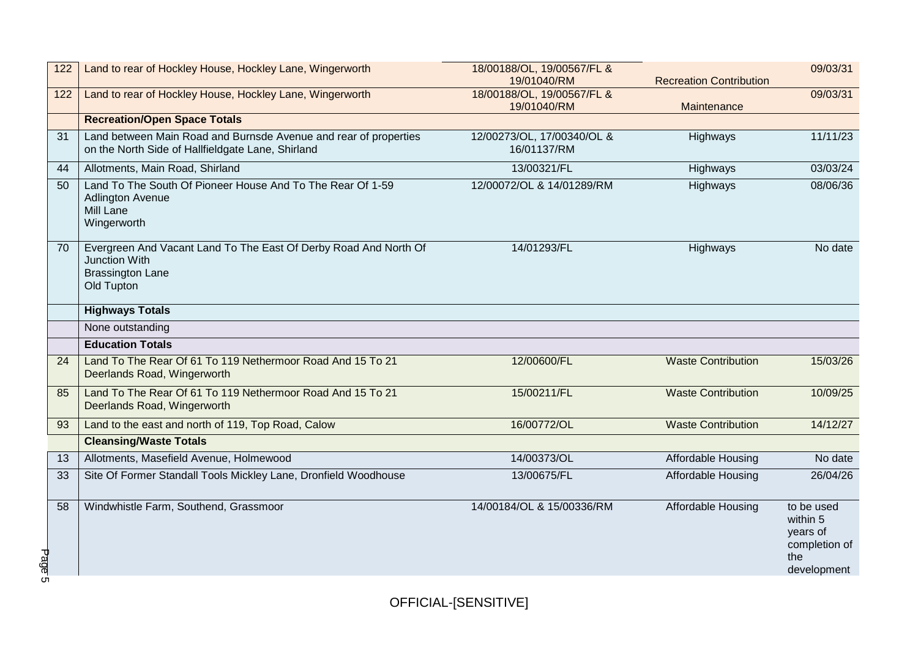| | | | | |
|---|---|---|---|---|
| 122 | Land to rear of Hockley House, Hockley Lane, Wingerworth | 18/00188/OL, 19/00567/FL & 19/01040/RM | Recreation Contribution | 09/03/31 |
| 122 | Land to rear of Hockley House, Hockley Lane, Wingerworth | 18/00188/OL, 19/00567/FL & 19/01040/RM | Maintenance | 09/03/31 |
| | **Recreation/Open Space Totals** | | | |
| 31 | Land between Main Road and Burnsde Avenue and rear of properties on the North Side of Hallfieldgate Lane, Shirland | 12/00273/OL, 17/00340/OL & 16/01137/RM | Highways | 11/11/23 |
| 44 | Allotments, Main Road, Shirland | 13/00321/FL | Highways | 03/03/24 |
| 50 | Land To The South Of Pioneer House And To The Rear Of 1-59 Adlington Avenue Mill Lane Wingerworth | 12/00072/OL & 14/01289/RM | Highways | 08/06/36 |
| 70 | Evergreen And Vacant Land To The East Of Derby Road And North Of Junction With Brassington Lane Old Tupton | 14/01293/FL | Highways | No date |
| | **Highways Totals** | | | |
| | None outstanding | | | |
| | **Education Totals** | | | |
| 24 | Land To The Rear Of 61 To 119 Nethermoor Road And 15 To 21 Deerlands Road, Wingerworth | 12/00600/FL | Waste Contribution | 15/03/26 |
| 85 | Land To The Rear Of 61 To 119 Nethermoor Road And 15 To 21 Deerlands Road, Wingerworth | 15/00211/FL | Waste Contribution | 10/09/25 |
| 93 | Land to the east and north of 119, Top Road, Calow | 16/00772/OL | Waste Contribution | 14/12/27 |
| | **Cleansing/Waste Totals** | | | |
| 13 | Allotments, Masefield Avenue, Holmewood | 14/00373/OL | Affordable Housing | No date |
| 33 | Site Of Former Standall Tools Mickley Lane, Dronfield Woodhouse | 13/00675/FL | Affordable Housing | 26/04/26 |
| 58 | Windwhistle Farm, Southend, Grassmoor | 14/00184/OL & 15/00336/RM | Affordable Housing | to be used within 5 years of completion of the development |

OFFICIAL-[SENSITIVE]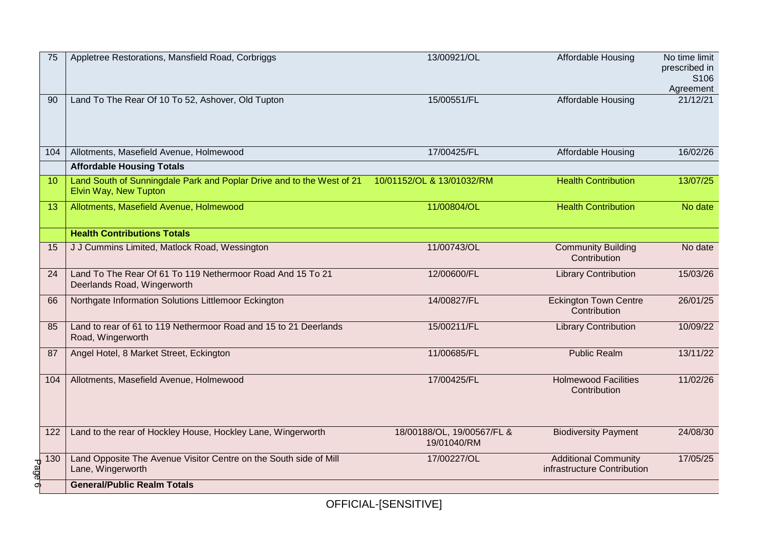| | | | | |
|---|---|---|---|---|
| 75 | Appletree Restorations, Mansfield Road, Corbriggs | 13/00921/OL | Affordable Housing | No time limit prescribed in S106 Agreement |
| 90 | Land To The Rear Of 10 To 52, Ashover, Old Tupton | 15/00551/FL | Affordable Housing | 21/12/21 |
| 104 | Allotments, Masefield Avenue, Holmewood | 17/00425/FL | Affordable Housing | 16/02/26 |
| | **Affordable Housing Totals** | | | |
| 10 | Land South of Sunningdale Park and Poplar Drive and to the West of 21 Elvin Way, New Tupton | 10/01152/OL & 13/01032/RM | Health Contribution | 13/07/25 |
| 13 | Allotments, Masefield Avenue, Holmewood | 11/00804/OL | Health Contribution | No date |
| | **Health Contributions Totals** | | | |
| 15 | J J Cummins Limited, Matlock Road, Wessington | 11/00743/OL | Community Building Contribution | No date |
| 24 | Land To The Rear Of 61 To 119 Nethermoor Road And 15 To 21 Deerlands Road, Wingerworth | 12/00600/FL | Library Contribution | 15/03/26 |
| 66 | Northgate Information Solutions Littlemoor Eckington | 14/00827/FL | Eckington Town Centre Contribution | 26/01/25 |
| 85 | Land to rear of 61 to 119 Nethermoor Road and 15 to 21 Deerlands Road, Wingerworth | 15/00211/FL | Library Contribution | 10/09/22 |
| 87 | Angel Hotel, 8 Market Street, Eckington | 11/00685/FL | Public Realm | 13/11/22 |
| 104 | Allotments, Masefield Avenue, Holmewood | 17/00425/FL | Holmewood Facilities Contribution | 11/02/26 |
| 122 | Land to the rear of Hockley House, Hockley Lane, Wingerworth | 18/00188/OL, 19/00567/FL & 19/01040/RM | Biodiversity Payment | 24/08/30 |
| 130 | Land Opposite The Avenue Visitor Centre on the South side of Mill Lane, Wingerworth | 17/00227/OL | Additional Community infrastructure Contribution | 17/05/25 |
| | **General/Public Realm Totals** | | | |

OFFICIAL-[SENSITIVE]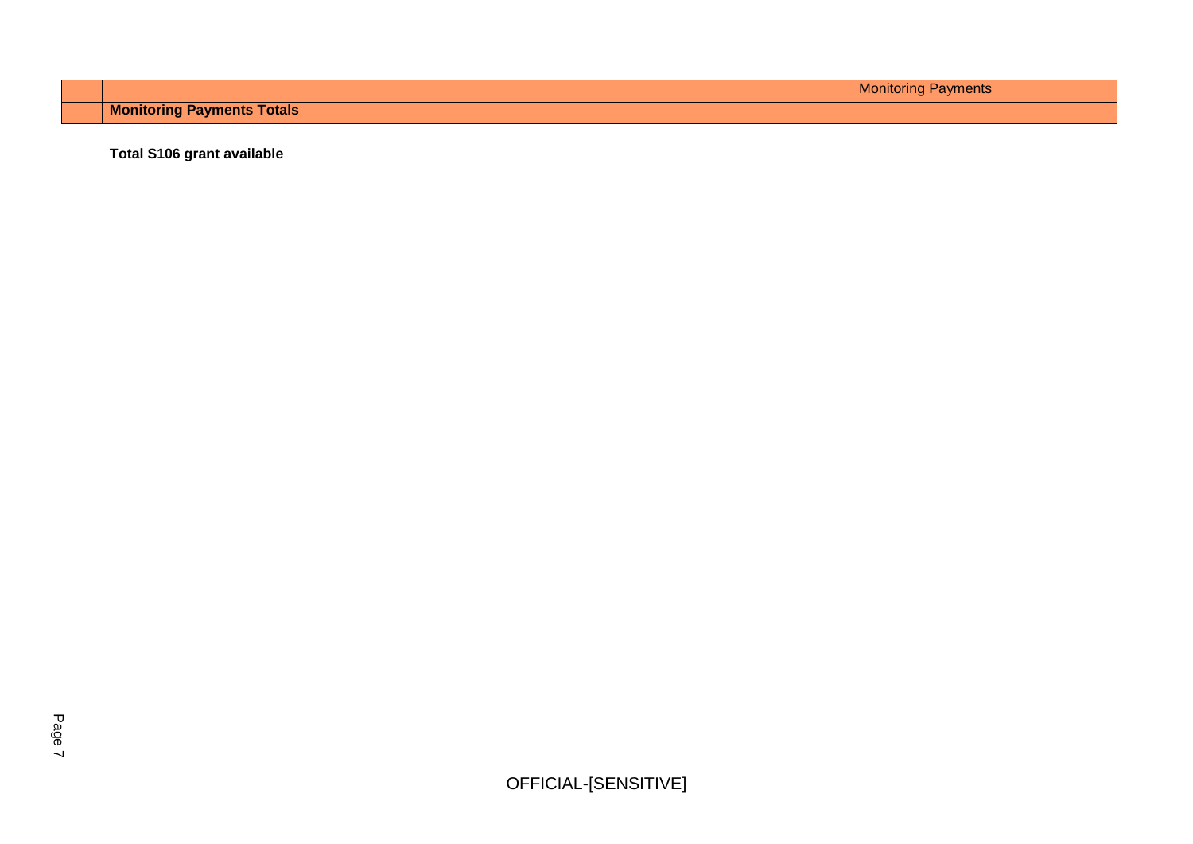| | Monitoring Payments |
|---|---|
| | **Monitoring Payments Totals** |

**Total S106 grant available**

OFFICIAL-[SENSITIVE]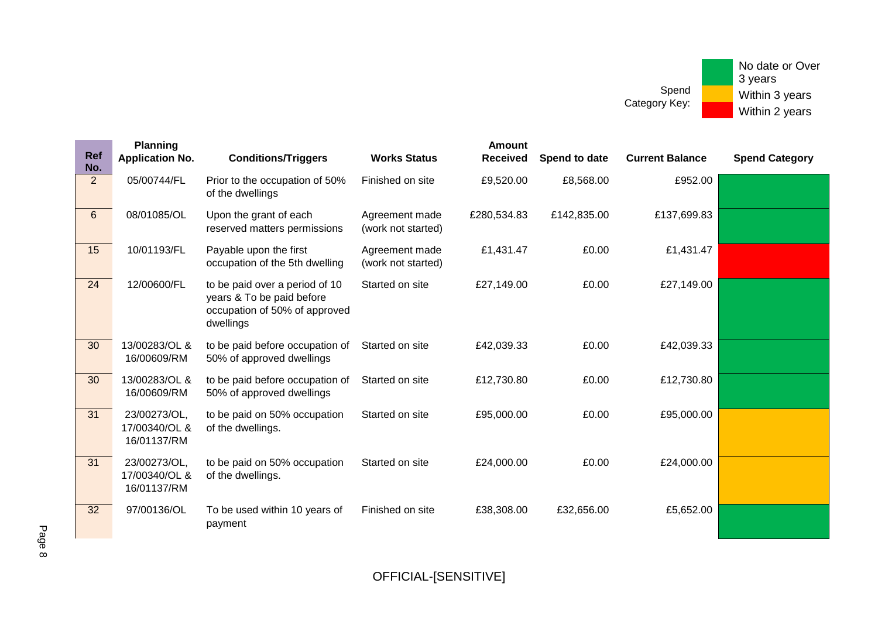Spend Category Key:

| Colour | Meaning |
|---|---|
| Green | No date or Over 3 years |
| Amber | Within 3 years |
| Red | Within 2 years |

| Ref No. | Planning Application No. | Conditions/Triggers | Works Status | Amount Received | Spend to date | Current Balance | Spend Category |
|---|---|---|---|---|---|---|---|
| 2 | 05/00744/FL | Prior to the occupation of 50% of the dwellings | Finished on site | £9,520.00 | £8,568.00 | £952.00 | Green |
| 6 | 08/01085/OL | Upon the grant of each reserved matters permissions | Agreement made (work not started) | £280,534.83 | £142,835.00 | £137,699.83 | Green |
| 15 | 10/01193/FL | Payable upon the first occupation of the 5th dwelling | Agreement made (work not started) | £1,431.47 | £0.00 | £1,431.47 | Red |
| 24 | 12/00600/FL | to be paid over a period of 10 years & To be paid before occupation of 50% of approved dwellings | Started on site | £27,149.00 | £0.00 | £27,149.00 | Green |
| 30 | 13/00283/OL & 16/00609/RM | to be paid before occupation of 50% of approved dwellings | Started on site | £42,039.33 | £0.00 | £42,039.33 | Green |
| 30 | 13/00283/OL & 16/00609/RM | to be paid before occupation of 50% of approved dwellings | Started on site | £12,730.80 | £0.00 | £12,730.80 | Green |
| 31 | 23/00273/OL, 17/00340/OL & 16/01137/RM | to be paid on 50% occupation of the dwellings. | Started on site | £95,000.00 | £0.00 | £95,000.00 | Amber |
| 31 | 23/00273/OL, 17/00340/OL & 16/01137/RM | to be paid on 50% occupation of the dwellings. | Started on site | £24,000.00 | £0.00 | £24,000.00 | Amber |
| 32 | 97/00136/OL | To be used within 10 years of payment | Finished on site | £38,308.00 | £32,656.00 | £5,652.00 | Green |

OFFICIAL-[SENSITIVE]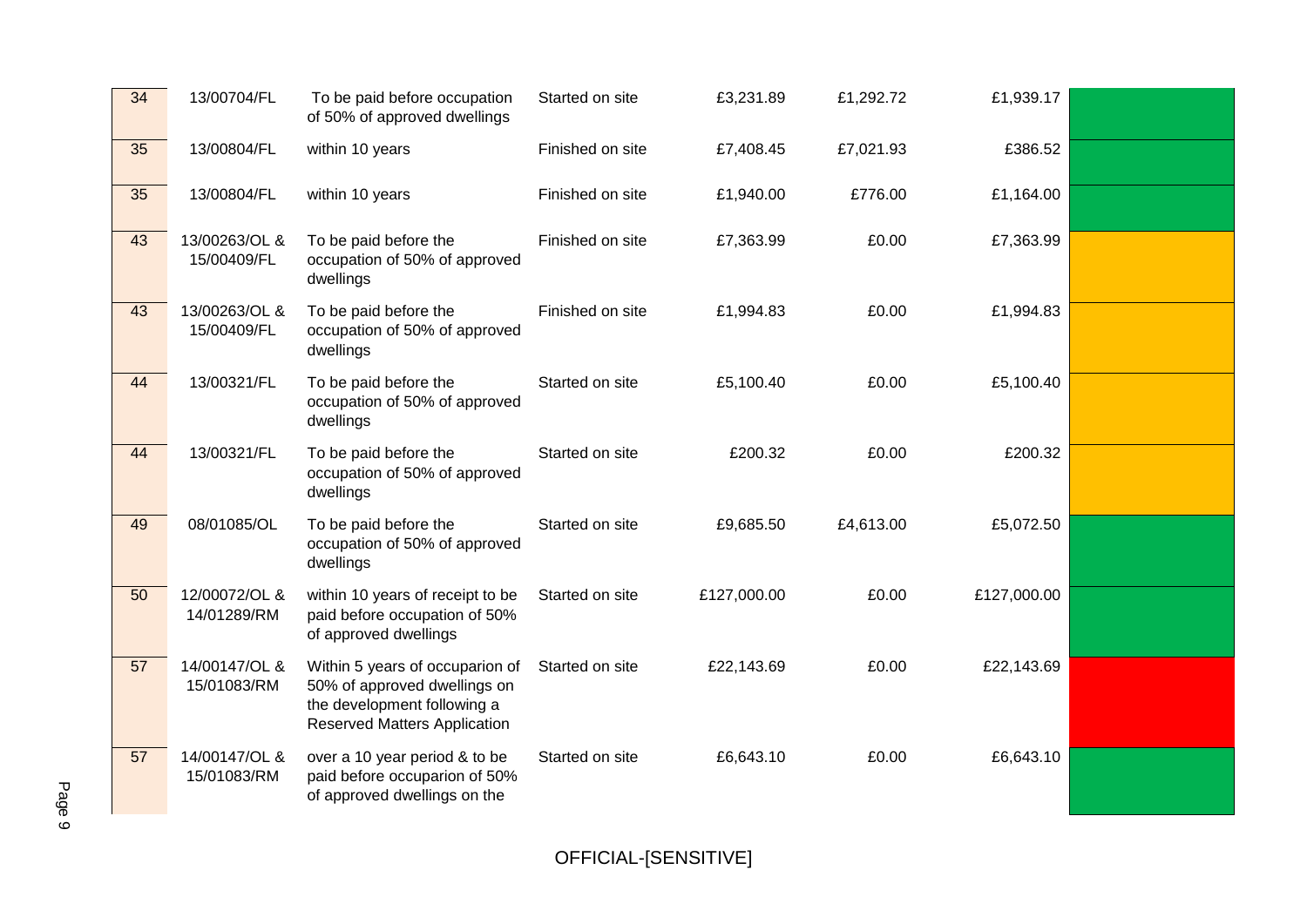| | | | | | | | |
|---|---|---|---|---|---|---|---|
| 34 | 13/00704/FL | To be paid before occupation of 50% of approved dwellings | Started on site | £3,231.89 | £1,292.72 | £1,939.17 | |
| 35 | 13/00804/FL | within 10 years | Finished on site | £7,408.45 | £7,021.93 | £386.52 | |
| 35 | 13/00804/FL | within 10 years | Finished on site | £1,940.00 | £776.00 | £1,164.00 | |
| 43 | 13/00263/OL & 15/00409/FL | To be paid before the occupation of 50% of approved dwellings | Finished on site | £7,363.99 | £0.00 | £7,363.99 | |
| 43 | 13/00263/OL & 15/00409/FL | To be paid before the occupation of 50% of approved dwellings | Finished on site | £1,994.83 | £0.00 | £1,994.83 | |
| 44 | 13/00321/FL | To be paid before the occupation of 50% of approved dwellings | Started on site | £5,100.40 | £0.00 | £5,100.40 | |
| 44 | 13/00321/FL | To be paid before the occupation of 50% of approved dwellings | Started on site | £200.32 | £0.00 | £200.32 | |
| 49 | 08/01085/OL | To be paid before the occupation of 50% of approved dwellings | Started on site | £9,685.50 | £4,613.00 | £5,072.50 | |
| 50 | 12/00072/OL & 14/01289/RM | within 10 years of receipt to be paid before occupation of 50% of approved dwellings | Started on site | £127,000.00 | £0.00 | £127,000.00 | |
| 57 | 14/00147/OL & 15/01083/RM | Within 5 years of occuparion of 50% of approved dwellings on the development following a Reserved Matters Application | Started on site | £22,143.69 | £0.00 | £22,143.69 | |
| 57 | 14/00147/OL & 15/01083/RM | over a 10 year period & to be paid before occuparion of 50% of approved dwellings on the | Started on site | £6,643.10 | £0.00 | £6,643.10 | |

OFFICIAL-[SENSITIVE]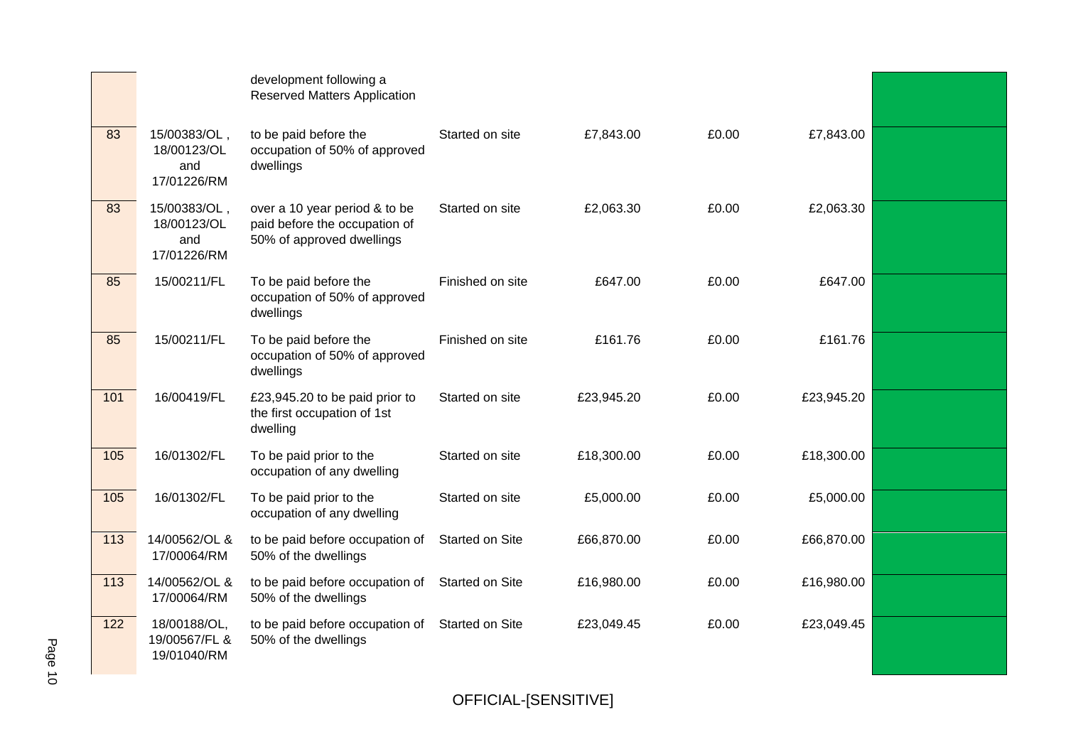| | | | | | | | |
|---|---|---|---|---|---|---|---|
| | | development following a Reserved Matters Application | | | | | |
| 83 | 15/00383/OL , 18/00123/OL and 17/01226/RM | to be paid before the occupation of 50% of approved dwellings | Started on site | £7,843.00 | £0.00 | £7,843.00 | |
| 83 | 15/00383/OL , 18/00123/OL and 17/01226/RM | over a 10 year period & to be paid before the occupation of 50% of approved dwellings | Started on site | £2,063.30 | £0.00 | £2,063.30 | |
| 85 | 15/00211/FL | To be paid before the occupation of 50% of approved dwellings | Finished on site | £647.00 | £0.00 | £647.00 | |
| 85 | 15/00211/FL | To be paid before the occupation of 50% of approved dwellings | Finished on site | £161.76 | £0.00 | £161.76 | |
| 101 | 16/00419/FL | £23,945.20 to be paid prior to the first occupation of 1st dwelling | Started on site | £23,945.20 | £0.00 | £23,945.20 | |
| 105 | 16/01302/FL | To be paid prior to the occupation of any dwelling | Started on site | £18,300.00 | £0.00 | £18,300.00 | |
| 105 | 16/01302/FL | To be paid prior to the occupation of any dwelling | Started on site | £5,000.00 | £0.00 | £5,000.00 | |
| 113 | 14/00562/OL & 17/00064/RM | to be paid before occupation of 50% of the dwellings | Started on Site | £66,870.00 | £0.00 | £66,870.00 | |
| 113 | 14/00562/OL & 17/00064/RM | to be paid before occupation of 50% of the dwellings | Started on Site | £16,980.00 | £0.00 | £16,980.00 | |
| 122 | 18/00188/OL, 19/00567/FL & 19/01040/RM | to be paid before occupation of 50% of the dwellings | Started on Site | £23,049.45 | £0.00 | £23,049.45 | |

OFFICIAL-[SENSITIVE]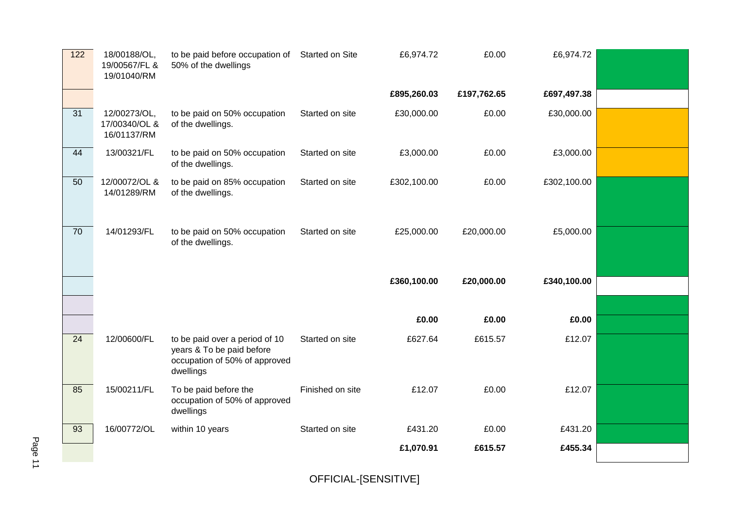| | | | | | | | |
|---|---|---|---|---|---|---|---|
| 122 | 18/00188/OL, 19/00567/FL & 19/01040/RM | to be paid before occupation of 50% of the dwellings | Started on Site | £6,974.72 | £0.00 | £6,974.72 | |
| | | | | **£895,260.03** | **£197,762.65** | **£697,497.38** | |
| 31 | 12/00273/OL, 17/00340/OL & 16/01137/RM | to be paid on 50% occupation of the dwellings. | Started on site | £30,000.00 | £0.00 | £30,000.00 | |
| 44 | 13/00321/FL | to be paid on 50% occupation of the dwellings. | Started on site | £3,000.00 | £0.00 | £3,000.00 | |
| 50 | 12/00072/OL & 14/01289/RM | to be paid on 85% occupation of the dwellings. | Started on site | £302,100.00 | £0.00 | £302,100.00 | |
| 70 | 14/01293/FL | to be paid on 50% occupation of the dwellings. | Started on site | £25,000.00 | £20,000.00 | £5,000.00 | |
| | | | | **£360,100.00** | **£20,000.00** | **£340,100.00** | |
| | | | | | | | |
| | | | | **£0.00** | **£0.00** | **£0.00** | |
| 24 | 12/00600/FL | to be paid over a period of 10 years & To be paid before occupation of 50% of approved dwellings | Started on site | £627.64 | £615.57 | £12.07 | |
| 85 | 15/00211/FL | To be paid before the occupation of 50% of approved dwellings | Finished on site | £12.07 | £0.00 | £12.07 | |
| 93 | 16/00772/OL | within 10 years | Started on site | £431.20 | £0.00 | £431.20 | |
| | | | | **£1,070.91** | **£615.57** | **£455.34** | |

OFFICIAL-[SENSITIVE]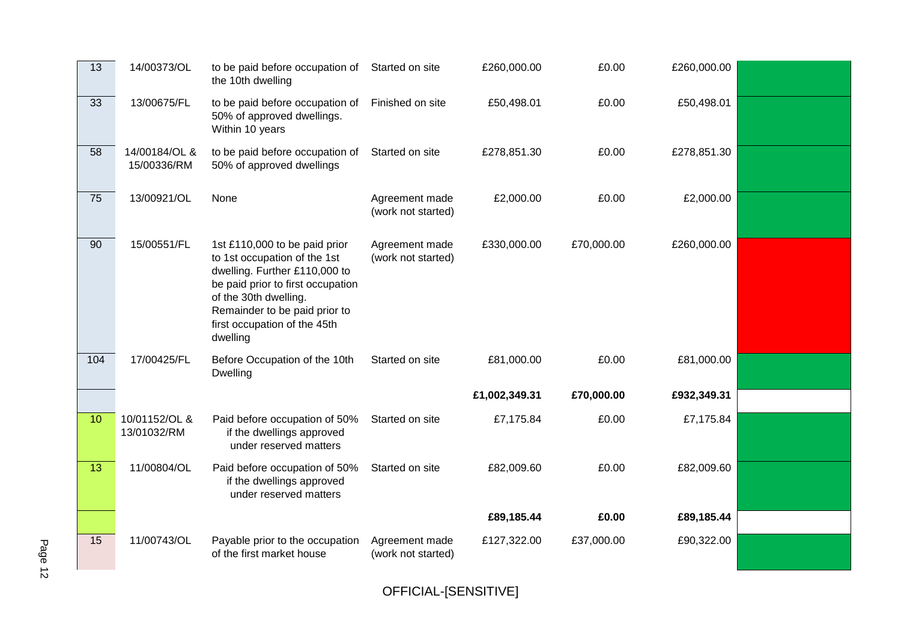| | | | | | | | |
|---|---|---|---|---|---|---|---|
| 13 | 14/00373/OL | to be paid before occupation of the 10th dwelling | Started on site | £260,000.00 | £0.00 | £260,000.00 | |
| 33 | 13/00675/FL | to be paid before occupation of 50% of approved dwellings. Within 10 years | Finished on site | £50,498.01 | £0.00 | £50,498.01 | |
| 58 | 14/00184/OL & 15/00336/RM | to be paid before occupation of 50% of approved dwellings | Started on site | £278,851.30 | £0.00 | £278,851.30 | |
| 75 | 13/00921/OL | None | Agreement made (work not started) | £2,000.00 | £0.00 | £2,000.00 | |
| 90 | 15/00551/FL | 1st £110,000 to be paid prior to 1st occupation of the 1st dwelling. Further £110,000 to be paid prior to first occupation of the 30th dwelling. Remainder to be paid prior to first occupation of the 45th dwelling | Agreement made (work not started) | £330,000.00 | £70,000.00 | £260,000.00 | |
| 104 | 17/00425/FL | Before Occupation of the 10th Dwelling | Started on site | £81,000.00 | £0.00 | £81,000.00 | |
| | | | | **£1,002,349.31** | **£70,000.00** | **£932,349.31** | |
| 10 | 10/01152/OL & 13/01032/RM | Paid before occupation of 50% if the dwellings approved under reserved matters | Started on site | £7,175.84 | £0.00 | £7,175.84 | |
| 13 | 11/00804/OL | Paid before occupation of 50% if the dwellings approved under reserved matters | Started on site | £82,009.60 | £0.00 | £82,009.60 | |
| | | | | **£89,185.44** | **£0.00** | **£89,185.44** | |
| 15 | 11/00743/OL | Payable prior to the occupation of the first market house | Agreement made (work not started) | £127,322.00 | £37,000.00 | £90,322.00 | |

OFFICIAL-[SENSITIVE]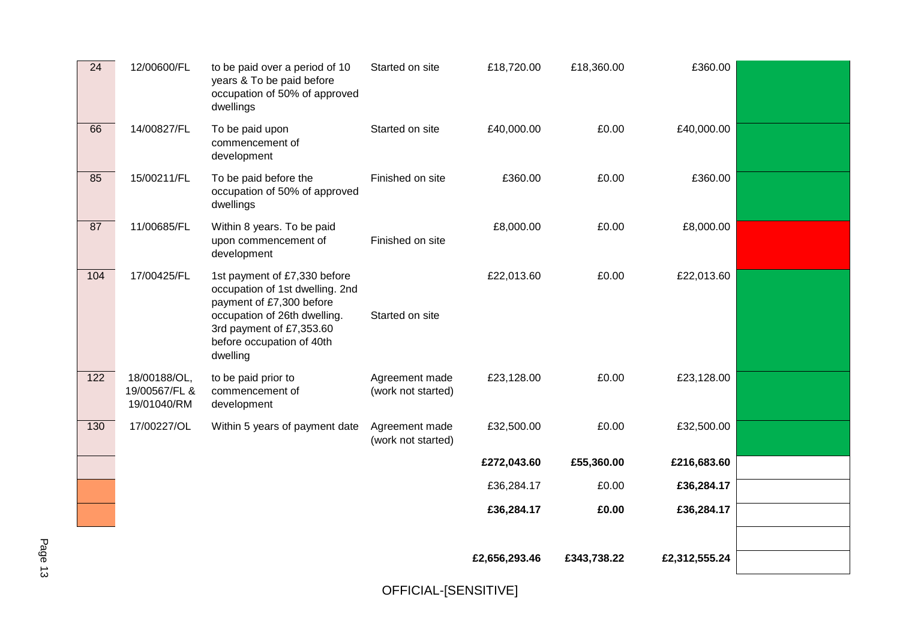| | | | | | | | |
|---|---|---|---|---|---|---|---|
| 24 | 12/00600/FL | to be paid over a period of 10 years & To be paid before occupation of 50% of approved dwellings | Started on site | £18,720.00 | £18,360.00 | £360.00 | |
| 66 | 14/00827/FL | To be paid upon commencement of development | Started on site | £40,000.00 | £0.00 | £40,000.00 | |
| 85 | 15/00211/FL | To be paid before the occupation of 50% of approved dwellings | Finished on site | £360.00 | £0.00 | £360.00 | |
| 87 | 11/00685/FL | Within 8 years. To be paid upon commencement of development | Finished on site | £8,000.00 | £0.00 | £8,000.00 | |
| 104 | 17/00425/FL | 1st payment of £7,330 before occupation of 1st dwelling. 2nd payment of £7,300 before occupation of 26th dwelling. 3rd payment of £7,353.60 before occupation of 40th dwelling | Started on site | £22,013.60 | £0.00 | £22,013.60 | |
| 122 | 18/00188/OL, 19/00567/FL & 19/01040/RM | to be paid prior to commencement of development | Agreement made (work not started) | £23,128.00 | £0.00 | £23,128.00 | |
| 130 | 17/00227/OL | Within 5 years of payment date | Agreement made (work not started) | £32,500.00 | £0.00 | £32,500.00 | |
| | | | | **£272,043.60** | **£55,360.00** | **£216,683.60** | |
| | | | | £36,284.17 | £0.00 | **£36,284.17** | |
| | | | | **£36,284.17** | **£0.00** | **£36,284.17** | |
| | | | | | | | |
| | | | | **£2,656,293.46** | **£343,738.22** | **£2,312,555.24** | |

OFFICIAL-[SENSITIVE]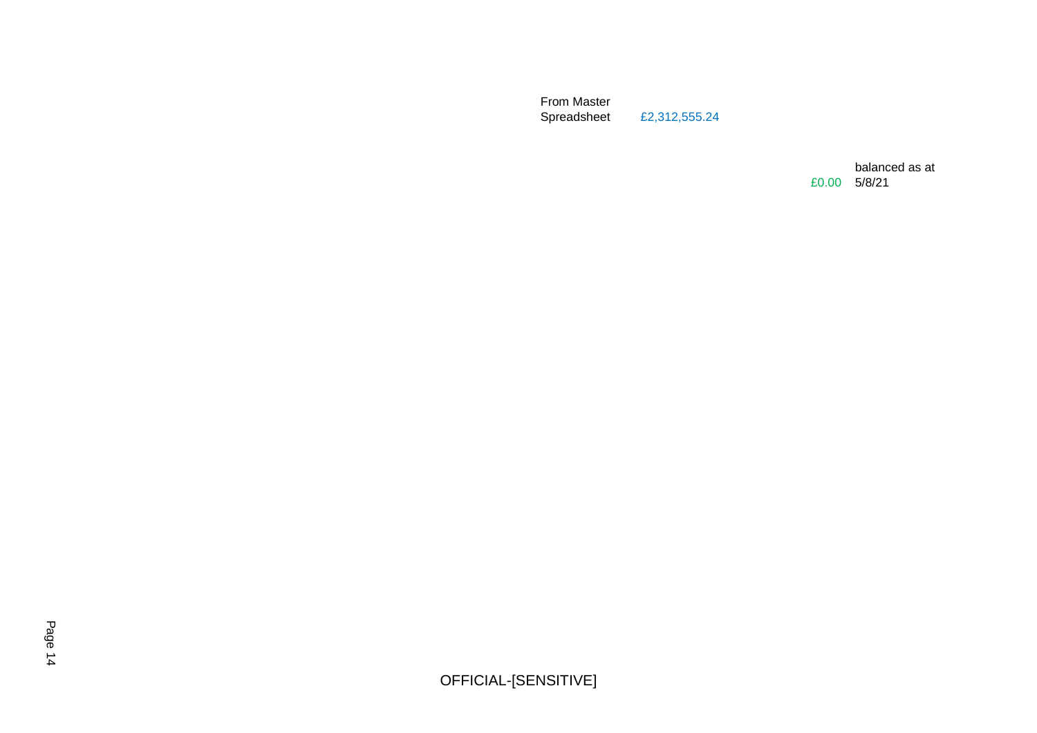From Master Spreadsheet £2,312,555.24

£0.00 balanced as at 5/8/21

OFFICIAL-[SENSITIVE]